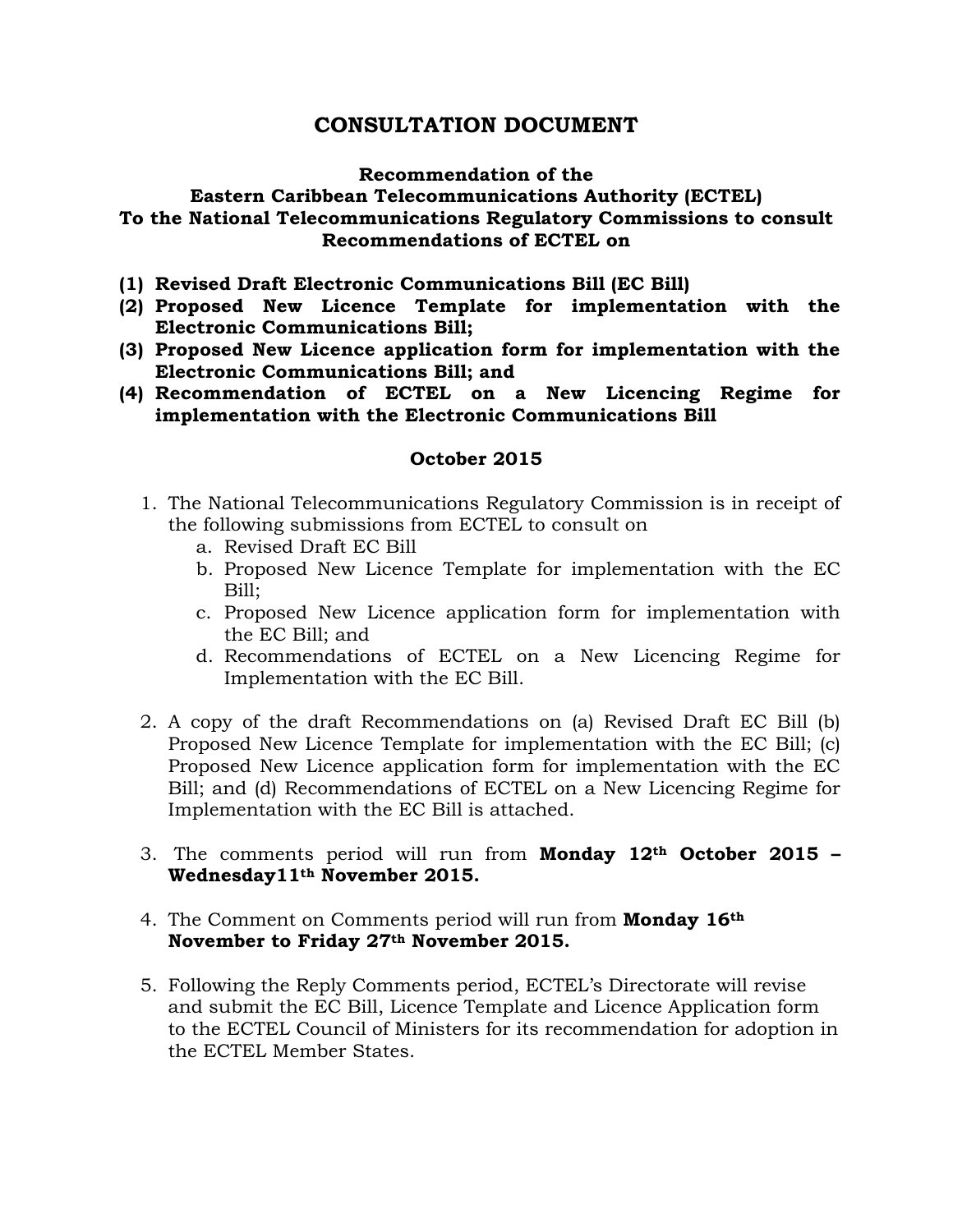# CONSULTATION DOCUMENT

**Recommendation of the**
**Eastern Caribbean Telecommunications Authority (ECTEL)**
**To the National Telecommunications Regulatory Commissions to consult Recommendations of ECTEL on**

**(1) Revised Draft Electronic Communications Bill (EC Bill)**
**(2) Proposed New Licence Template for implementation with the Electronic Communications Bill;**
**(3) Proposed New Licence application form for implementation with the Electronic Communications Bill; and**
**(4) Recommendation of ECTEL on a New Licencing Regime for implementation with the Electronic Communications Bill**

**October 2015**

1. The National Telecommunications Regulatory Commission is in receipt of the following submissions from ECTEL to consult on
   a. Revised Draft EC Bill
   b. Proposed New Licence Template for implementation with the EC Bill;
   c. Proposed New Licence application form for implementation with the EC Bill; and
   d. Recommendations of ECTEL on a New Licencing Regime for Implementation with the EC Bill.

2. A copy of the draft Recommendations on (a) Revised Draft EC Bill (b) Proposed New Licence Template for implementation with the EC Bill; (c) Proposed New Licence application form for implementation with the EC Bill; and (d) Recommendations of ECTEL on a New Licencing Regime for Implementation with the EC Bill is attached.

3. The comments period will run from **Monday 12th October 2015 – Wednesday11th November 2015.**

4. The Comment on Comments period will run from **Monday 16th November to Friday 27th November 2015.**

5. Following the Reply Comments period, ECTEL's Directorate will revise and submit the EC Bill, Licence Template and Licence Application form to the ECTEL Council of Ministers for its recommendation for adoption in the ECTEL Member States.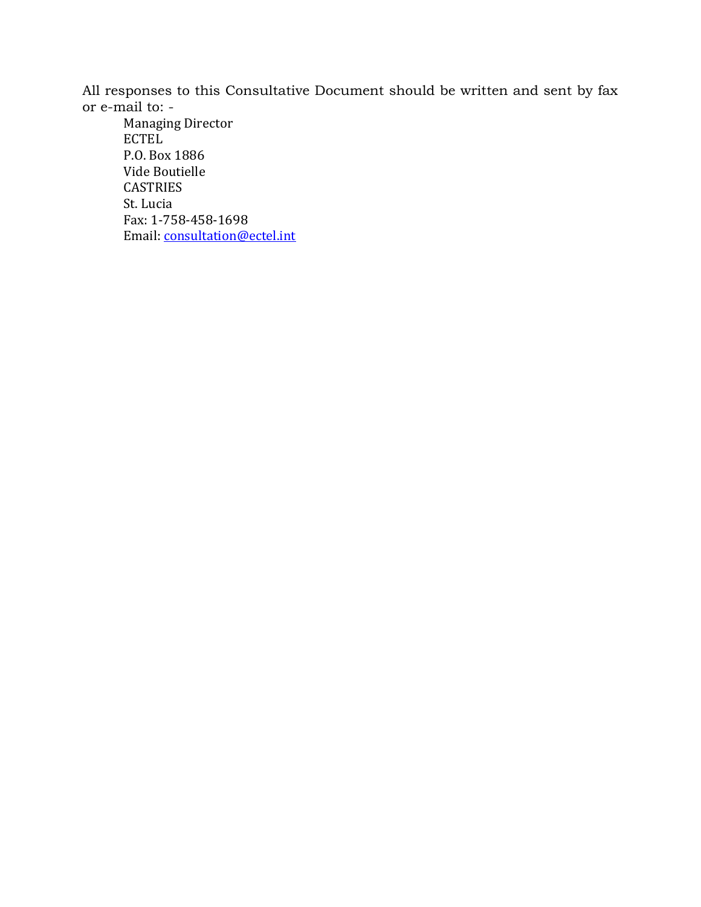All responses to this Consultative Document should be written and sent by fax or e-mail to: -

Managing Director  
ECTEL  
P.O. Box 1886  
Vide Boutielle  
CASTRIES  
St. Lucia  
Fax: 1-758-458-1698  
Email: consultation@ectel.int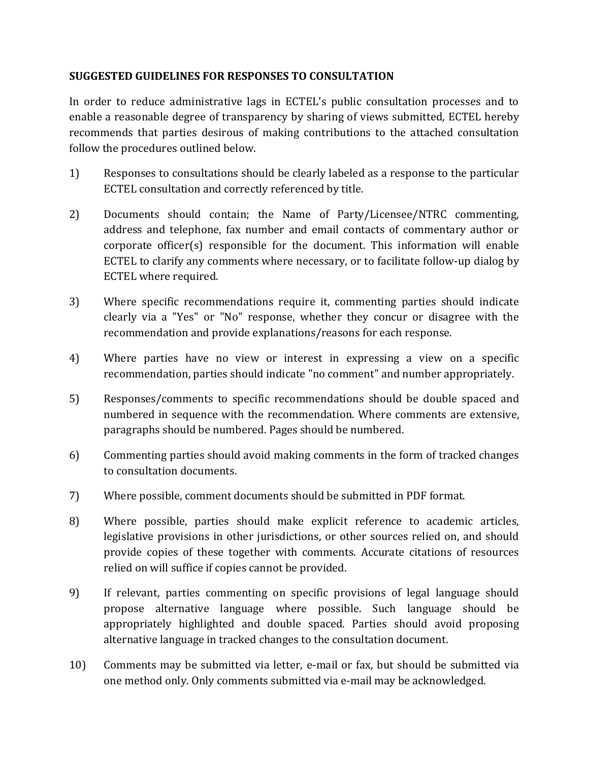**SUGGESTED GUIDELINES FOR RESPONSES TO CONSULTATION**

In order to reduce administrative lags in ECTEL's public consultation processes and to enable a reasonable degree of transparency by sharing of views submitted, ECTEL hereby recommends that parties desirous of making contributions to the attached consultation follow the procedures outlined below.

1) Responses to consultations should be clearly labeled as a response to the particular ECTEL consultation and correctly referenced by title.

2) Documents should contain; the Name of Party/Licensee/NTRC commenting, address and telephone, fax number and email contacts of commentary author or corporate officer(s) responsible for the document. This information will enable ECTEL to clarify any comments where necessary, or to facilitate follow-up dialog by ECTEL where required.

3) Where specific recommendations require it, commenting parties should indicate clearly via a "Yes" or "No" response, whether they concur or disagree with the recommendation and provide explanations/reasons for each response.

4) Where parties have no view or interest in expressing a view on a specific recommendation, parties should indicate "no comment" and number appropriately.

5) Responses/comments to specific recommendations should be double spaced and numbered in sequence with the recommendation. Where comments are extensive, paragraphs should be numbered. Pages should be numbered.

6) Commenting parties should avoid making comments in the form of tracked changes to consultation documents.

7) Where possible, comment documents should be submitted in PDF format.

8) Where possible, parties should make explicit reference to academic articles, legislative provisions in other jurisdictions, or other sources relied on, and should provide copies of these together with comments. Accurate citations of resources relied on will suffice if copies cannot be provided.

9) If relevant, parties commenting on specific provisions of legal language should propose alternative language where possible. Such language should be appropriately highlighted and double spaced. Parties should avoid proposing alternative language in tracked changes to the consultation document.

10) Comments may be submitted via letter, e-mail or fax, but should be submitted via one method only. Only comments submitted via e-mail may be acknowledged.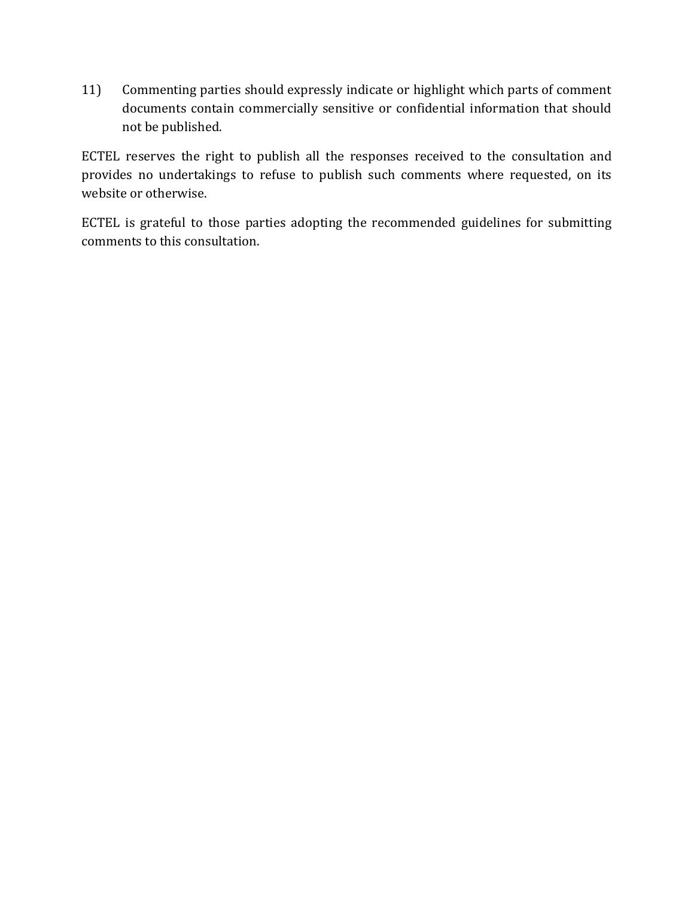11) Commenting parties should expressly indicate or highlight which parts of comment documents contain commercially sensitive or confidential information that should not be published.

ECTEL reserves the right to publish all the responses received to the consultation and provides no undertakings to refuse to publish such comments where requested, on its website or otherwise.

ECTEL is grateful to those parties adopting the recommended guidelines for submitting comments to this consultation.